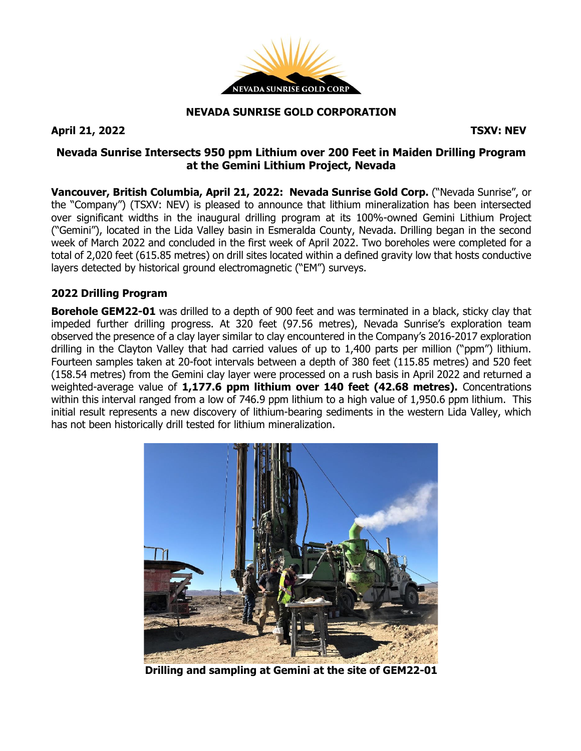**NEVADA SUNRISE GOLD CORPORATION**

**April 21, 2022** **TSXV: NEV**

# Nevada Sunrise Intersects 950 ppm Lithium over 200 Feet in Maiden Drilling Program at the Gemini Lithium Project, Nevada

**Vancouver, British Columbia, April 21, 2022: Nevada Sunrise Gold Corp.** ("Nevada Sunrise", or the "Company") (TSXV: NEV) is pleased to announce that lithium mineralization has been intersected over significant widths in the inaugural drilling program at its 100%-owned Gemini Lithium Project ("Gemini"), located in the Lida Valley basin in Esmeralda County, Nevada. Drilling began in the second week of March 2022 and concluded in the first week of April 2022. Two boreholes were completed for a total of 2,020 feet (615.85 metres) on drill sites located within a defined gravity low that hosts conductive layers detected by historical ground electromagnetic ("EM") surveys.

## 2022 Drilling Program

**Borehole GEM22-01** was drilled to a depth of 900 feet and was terminated in a black, sticky clay that impeded further drilling progress. At 320 feet (97.56 metres), Nevada Sunrise's exploration team observed the presence of a clay layer similar to clay encountered in the Company's 2016-2017 exploration drilling in the Clayton Valley that had carried values of up to 1,400 parts per million ("ppm") lithium. Fourteen samples taken at 20-foot intervals between a depth of 380 feet (115.85 metres) and 520 feet (158.54 metres) from the Gemini clay layer were processed on a rush basis in April 2022 and returned a weighted-average value of **1,177.6 ppm lithium over 140 feet (42.68 metres).** Concentrations within this interval ranged from a low of 746.9 ppm lithium to a high value of 1,950.6 ppm lithium. This initial result represents a new discovery of lithium-bearing sediments in the western Lida Valley, which has not been historically drill tested for lithium mineralization.

**Drilling and sampling at Gemini at the site of GEM22-01**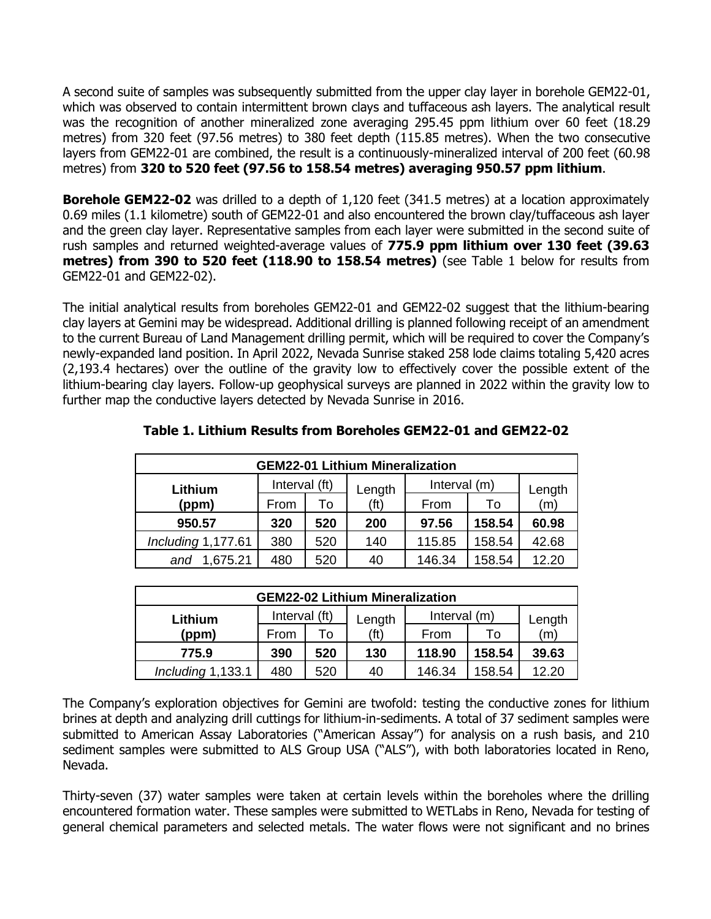A second suite of samples was subsequently submitted from the upper clay layer in borehole GEM22-01, which was observed to contain intermittent brown clays and tuffaceous ash layers. The analytical result was the recognition of another mineralized zone averaging 295.45 ppm lithium over 60 feet (18.29 metres) from 320 feet (97.56 metres) to 380 feet depth (115.85 metres). When the two consecutive layers from GEM22-01 are combined, the result is a continuously-mineralized interval of 200 feet (60.98 metres) from **320 to 520 feet (97.56 to 158.54 metres) averaging 950.57 ppm lithium**.

**Borehole GEM22-02** was drilled to a depth of 1,120 feet (341.5 metres) at a location approximately 0.69 miles (1.1 kilometre) south of GEM22-01 and also encountered the brown clay/tuffaceous ash layer and the green clay layer. Representative samples from each layer were submitted in the second suite of rush samples and returned weighted-average values of **775.9 ppm lithium over 130 feet (39.63 metres) from 390 to 520 feet (118.90 to 158.54 metres)** (see Table 1 below for results from GEM22-01 and GEM22-02).

The initial analytical results from boreholes GEM22-01 and GEM22-02 suggest that the lithium-bearing clay layers at Gemini may be widespread. Additional drilling is planned following receipt of an amendment to the current Bureau of Land Management drilling permit, which will be required to cover the Company's newly-expanded land position. In April 2022, Nevada Sunrise staked 258 lode claims totaling 5,420 acres (2,193.4 hectares) over the outline of the gravity low to effectively cover the possible extent of the lithium-bearing clay layers. Follow-up geophysical surveys are planned in 2022 within the gravity low to further map the conductive layers detected by Nevada Sunrise in 2016.

**Table 1. Lithium Results from Boreholes GEM22-01 and GEM22-02**

| GEM22-01 Lithium Mineralization | | | | | | |
|---|---|---|---|---|---|---|
| Lithium (ppm) | Interval (ft) | | Length (ft) | Interval (m) | | Length (m) |
| | From | To | | From | To | |
| **950.57** | **320** | **520** | **200** | **97.56** | **158.54** | **60.98** |
| *Including* 1,177.61 | 380 | 520 | 140 | 115.85 | 158.54 | 42.68 |
| *and* 1,675.21 | 480 | 520 | 40 | 146.34 | 158.54 | 12.20 |

| GEM22-02 Lithium Mineralization | | | | | | |
|---|---|---|---|---|---|---|
| Lithium (ppm) | Interval (ft) | | Length (ft) | Interval (m) | | Length (m) |
| | From | To | | From | To | |
| **775.9** | **390** | **520** | **130** | **118.90** | **158.54** | **39.63** |
| *Including* 1,133.1 | 480 | 520 | 40 | 146.34 | 158.54 | 12.20 |

The Company's exploration objectives for Gemini are twofold: testing the conductive zones for lithium brines at depth and analyzing drill cuttings for lithium-in-sediments. A total of 37 sediment samples were submitted to American Assay Laboratories ("American Assay") for analysis on a rush basis, and 210 sediment samples were submitted to ALS Group USA ("ALS"), with both laboratories located in Reno, Nevada.

Thirty-seven (37) water samples were taken at certain levels within the boreholes where the drilling encountered formation water. These samples were submitted to WETLabs in Reno, Nevada for testing of general chemical parameters and selected metals. The water flows were not significant and no brines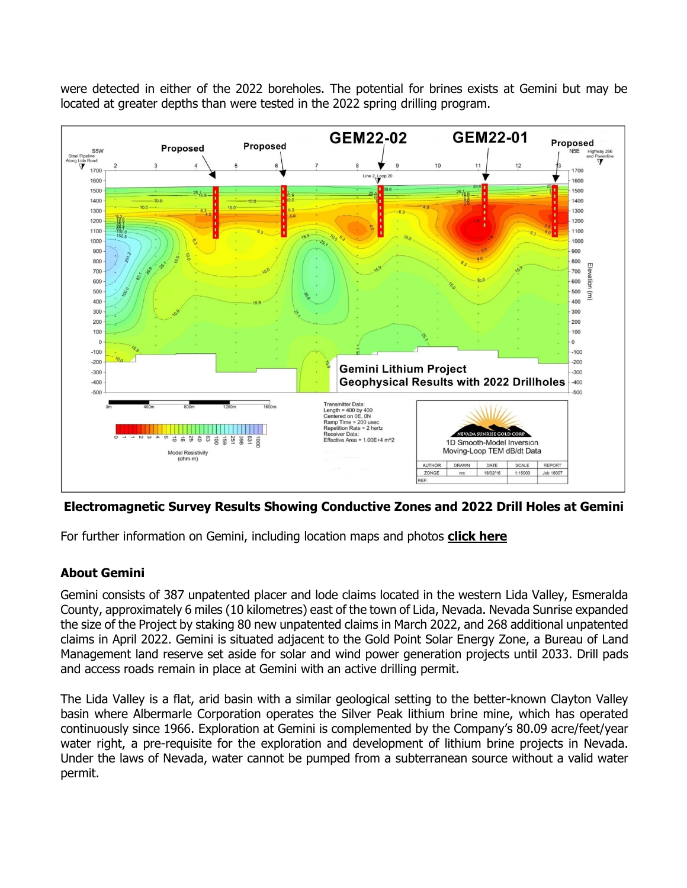were detected in either of the 2022 boreholes. The potential for brines exists at Gemini but may be located at greater depths than were tested in the 2022 spring drilling program.

**Electromagnetic Survey Results Showing Conductive Zones and 2022 Drill Holes at Gemini**

For further information on Gemini, including location maps and photos **click here**

## About Gemini

Gemini consists of 387 unpatented placer and lode claims located in the western Lida Valley, Esmeralda County, approximately 6 miles (10 kilometres) east of the town of Lida, Nevada. Nevada Sunrise expanded the size of the Project by staking 80 new unpatented claims in March 2022, and 268 additional unpatented claims in April 2022. Gemini is situated adjacent to the Gold Point Solar Energy Zone, a Bureau of Land Management land reserve set aside for solar and wind power generation projects until 2033. Drill pads and access roads remain in place at Gemini with an active drilling permit.

The Lida Valley is a flat, arid basin with a similar geological setting to the better-known Clayton Valley basin where Albermarle Corporation operates the Silver Peak lithium brine mine, which has operated continuously since 1966. Exploration at Gemini is complemented by the Company's 80.09 acre/feet/year water right, a pre-requisite for the exploration and development of lithium brine projects in Nevada. Under the laws of Nevada, water cannot be pumped from a subterranean source without a valid water permit.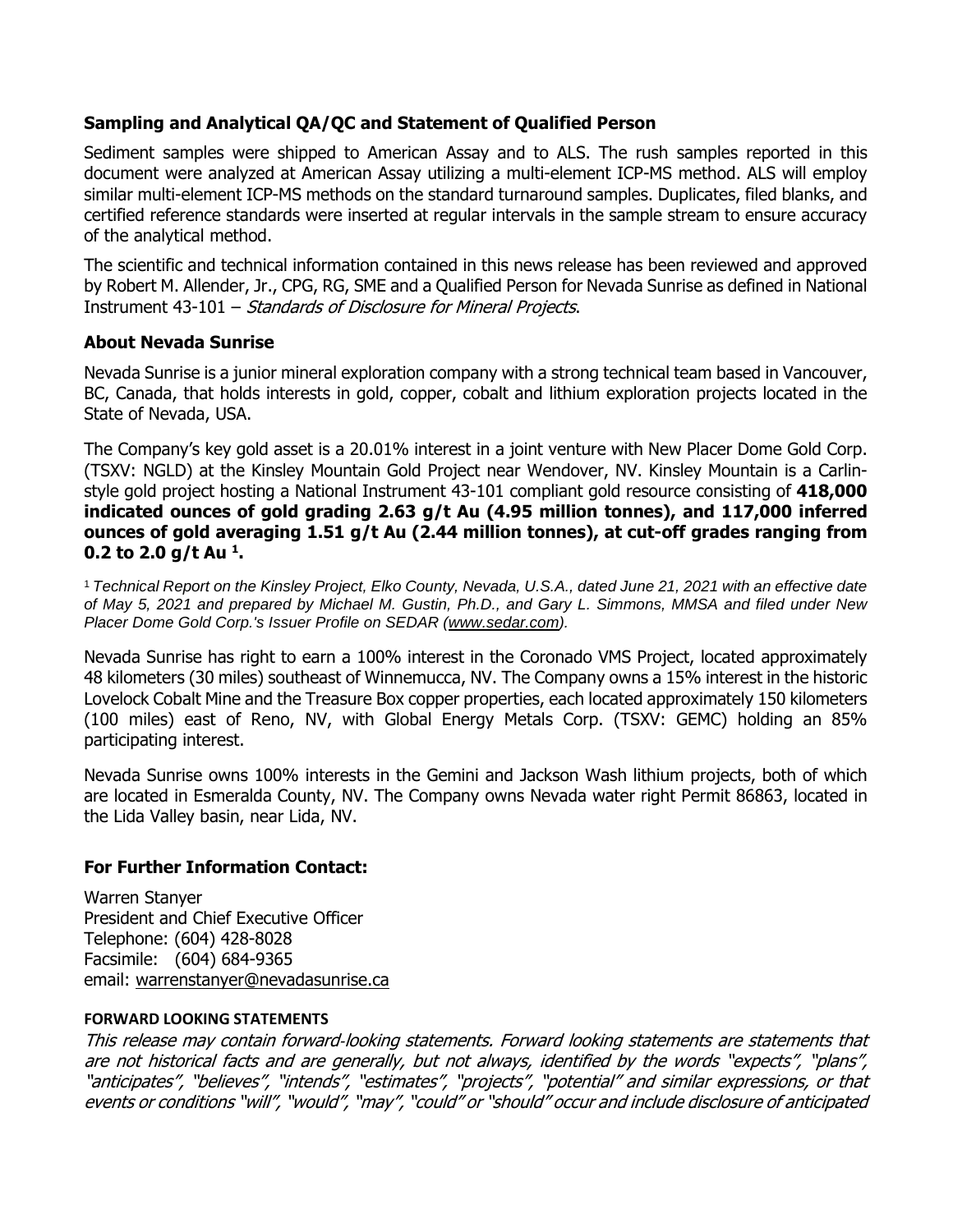### Sampling and Analytical QA/QC and Statement of Qualified Person

Sediment samples were shipped to American Assay and to ALS. The rush samples reported in this document were analyzed at American Assay utilizing a multi-element ICP-MS method. ALS will employ similar multi-element ICP-MS methods on the standard turnaround samples. Duplicates, filed blanks, and certified reference standards were inserted at regular intervals in the sample stream to ensure accuracy of the analytical method.

The scientific and technical information contained in this news release has been reviewed and approved by Robert M. Allender, Jr., CPG, RG, SME and a Qualified Person for Nevada Sunrise as defined in National Instrument 43-101 – *Standards of Disclosure for Mineral Projects*.

### About Nevada Sunrise

Nevada Sunrise is a junior mineral exploration company with a strong technical team based in Vancouver, BC, Canada, that holds interests in gold, copper, cobalt and lithium exploration projects located in the State of Nevada, USA.

The Company's key gold asset is a 20.01% interest in a joint venture with New Placer Dome Gold Corp. (TSXV: NGLD) at the Kinsley Mountain Gold Project near Wendover, NV. Kinsley Mountain is a Carlin-style gold project hosting a National Instrument 43-101 compliant gold resource consisting of **418,000 indicated ounces of gold grading 2.63 g/t Au (4.95 million tonnes), and 117,000 inferred ounces of gold averaging 1.51 g/t Au (2.44 million tonnes), at cut-off grades ranging from 0.2 to 2.0 g/t Au [1].**

[1] *Technical Report on the Kinsley Project, Elko County, Nevada, U.S.A., dated June 21, 2021 with an effective date of May 5, 2021 and prepared by Michael M. Gustin, Ph.D., and Gary L. Simmons, MMSA and filed under New Placer Dome Gold Corp.'s Issuer Profile on SEDAR (www.sedar.com).*

Nevada Sunrise has right to earn a 100% interest in the Coronado VMS Project, located approximately 48 kilometers (30 miles) southeast of Winnemucca, NV. The Company owns a 15% interest in the historic Lovelock Cobalt Mine and the Treasure Box copper properties, each located approximately 150 kilometers (100 miles) east of Reno, NV, with Global Energy Metals Corp. (TSXV: GEMC) holding an 85% participating interest.

Nevada Sunrise owns 100% interests in the Gemini and Jackson Wash lithium projects, both of which are located in Esmeralda County, NV. The Company owns Nevada water right Permit 86863, located in the Lida Valley basin, near Lida, NV.

### For Further Information Contact:

Warren Stanyer
President and Chief Executive Officer
Telephone: (604) 428-8028
Facsimile: (604) 684-9365
email: warrenstanyer@nevadasunrise.ca

**FORWARD LOOKING STATEMENTS**

*This release may contain forward-looking statements. Forward looking statements are statements that are not historical facts and are generally, but not always, identified by the words "expects", "plans", "anticipates", "believes", "intends", "estimates", "projects", "potential" and similar expressions, or that events or conditions "will", "would", "may", "could" or "should" occur and include disclosure of anticipated*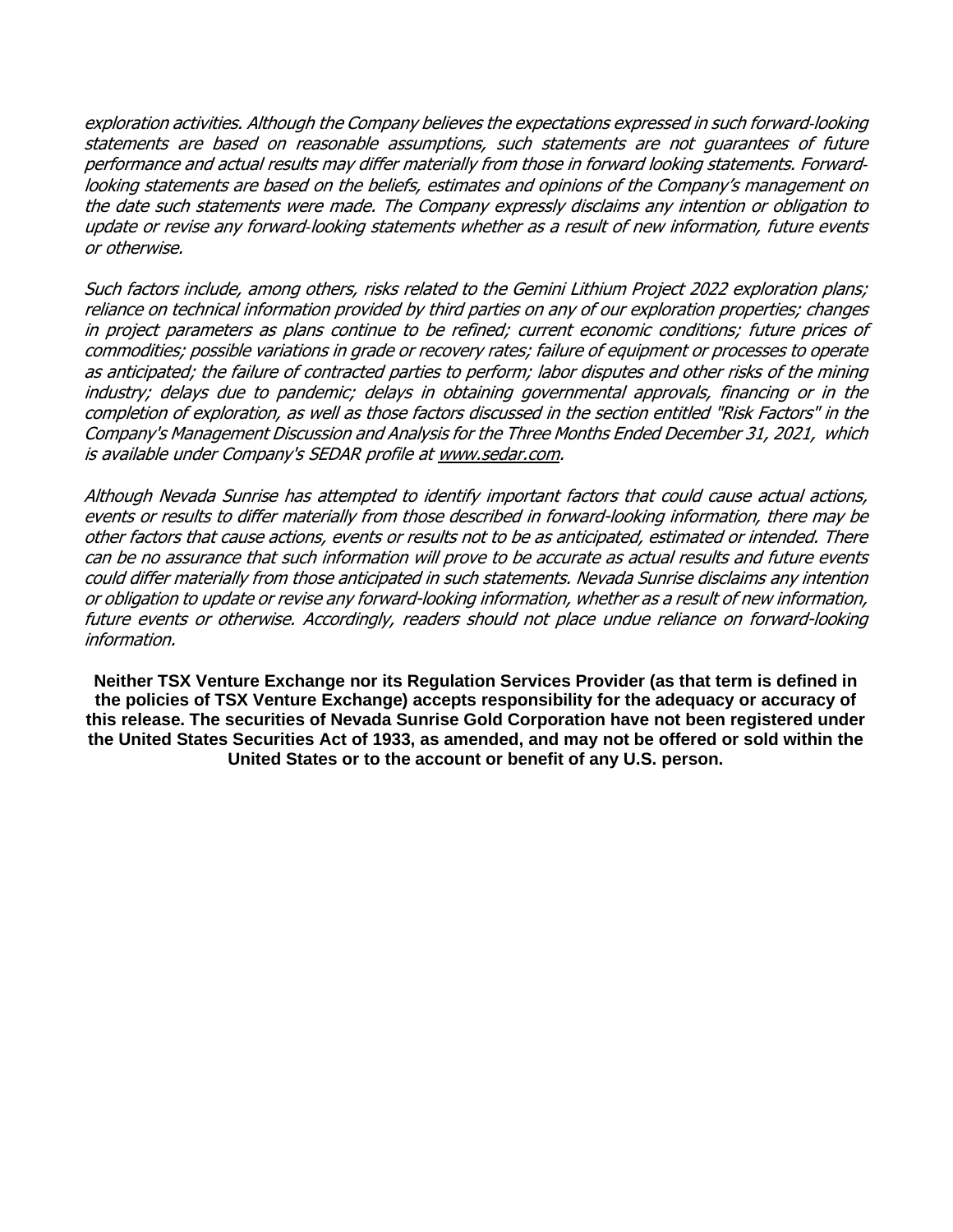*exploration activities. Although the Company believes the expectations expressed in such forward-looking statements are based on reasonable assumptions, such statements are not guarantees of future performance and actual results may differ materially from those in forward looking statements. Forward-looking statements are based on the beliefs, estimates and opinions of the Company's management on the date such statements were made. The Company expressly disclaims any intention or obligation to update or revise any forward-looking statements whether as a result of new information, future events or otherwise.*

*Such factors include, among others, risks related to the Gemini Lithium Project 2022 exploration plans; reliance on technical information provided by third parties on any of our exploration properties; changes in project parameters as plans continue to be refined; current economic conditions; future prices of commodities; possible variations in grade or recovery rates; failure of equipment or processes to operate as anticipated; the failure of contracted parties to perform; labor disputes and other risks of the mining industry; delays due to pandemic; delays in obtaining governmental approvals, financing or in the completion of exploration, as well as those factors discussed in the section entitled "Risk Factors" in the Company's Management Discussion and Analysis for the Three Months Ended December 31, 2021, which is available under Company's SEDAR profile at www.sedar.com.*

*Although Nevada Sunrise has attempted to identify important factors that could cause actual actions, events or results to differ materially from those described in forward-looking information, there may be other factors that cause actions, events or results not to be as anticipated, estimated or intended. There can be no assurance that such information will prove to be accurate as actual results and future events could differ materially from those anticipated in such statements. Nevada Sunrise disclaims any intention or obligation to update or revise any forward-looking information, whether as a result of new information, future events or otherwise. Accordingly, readers should not place undue reliance on forward-looking information.*

**Neither TSX Venture Exchange nor its Regulation Services Provider (as that term is defined in the policies of TSX Venture Exchange) accepts responsibility for the adequacy or accuracy of this release. The securities of Nevada Sunrise Gold Corporation have not been registered under the United States Securities Act of 1933, as amended, and may not be offered or sold within the United States or to the account or benefit of any U.S. person.**